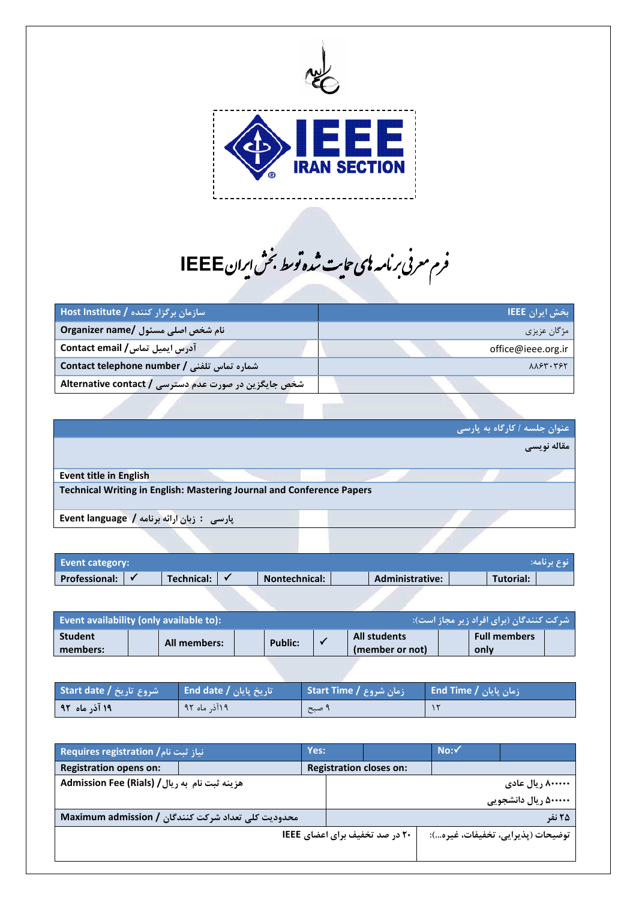# فرم معرفی برنامه های حمایت شده توسط بخش ایران IEEE

| سازمان برگزار کننده / Host Institute | بخش ایران IEEE |
|---|---|
| نام شخص اصلی مسئول /Organizer name | مژگان عزیزی |
| آدرس ایمیل تماس/ Contact email | office@ieee.org.ir |
| شماره تماس تلفنی / Contact telephone number | ۸۸۶۳۰۳۶۲ |
| شخص جایگزین در صورت عدم دسترسی / Alternative contact | |

| عنوان جلسه / کارگاه به پارسی |
|---|
| مقاله نویسی |
| **Event title in English** |
| **Technical Writing in English: Mastering Journal and Conference Papers** |
| **Event language / زبان ارائه برنامه : پارسی** |

| Event category: | | | | | | | | نوع برنامه: | |
|---|---|---|---|---|---|---|---|---|---|
| Professional: | ✓ | Technical: | ✓ | Nontechnical: | | Administrative: | | Tutorial: | |

| Event availability (only available to): | | | | | | | | شرکت کنندگان (برای افراد زیر مجاز است): | |
|---|---|---|---|---|---|---|---|---|---|
| Student members: | | All members: | | Public: | ✓ | All students (member or not) | | Full members only | |

| Start date / شروع تاریخ | End date / تاریخ پایان | Start Time / زمان شروع | End Time / زمان پایان |
|---|---|---|---|
| ۱۹ آذر ماه ۹۲ | ۱۹آذر ماه ۹۲ | ۹ صبح | ۱۲ |

| Requires registration / نیاز ثبت نام | Yes: | | No:✓ | |
|---|---|---|---|---|
| Registration opens on: | | Registration closes on: | | |
| Admission Fee (Rials) / هزینه ثبت نام به ریال | ۸۰۰۰۰۰ ریال عادی<br>۵۰۰۰۰۰ ریال دانشجویی | | | |
| Maximum admission / محدودیت کلی تعداد شرکت کنندگان | ۲۵ نفر | | | |
| ۲۰ در صد تخفیف برای اعضای IEEE | توضیحات (پذیرایی، تخفیفات، غیره...): | | | |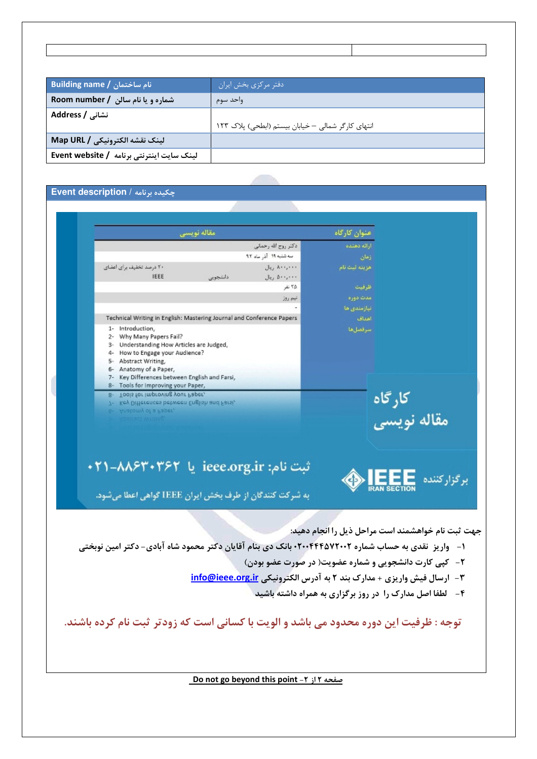| | |
|---|---|
| | |

| | |
|---|---|
| **Building name / نام ساختمان** | دفتر مرکزی بخش ایران |
| **Room number / شماره و یا نام سالن** | واحد سوم |
| **Address / نشانی** | انتهای کارگر شمالی – خیابان بیستم (ابطحی) پلاک ۱۲۳ |
| **Map URL / لینک نقشه الکترونیکی** | |
| **Event website / لینک سایت اینترنتی برنامه** | |

## Event description / چکیده برنامه

| عنوان کارگاه | مقاله نویسی | | |
|---|---|---|---|
| ارائه دهنده | دکتر روح الله رحمانی | | |
| زمان | سه شنبه ۱۹ آذر ماه ۹۲ | | |
| هزینه ثبت نام | ۸۰۰,۰۰۰ ریال | | ۲۰ درصد تخفیف برای اعضای |
| | ۵۰۰,۰۰۰ ریال | دانشجویی | IEEE |
| ظرفیت | ۲۵ نفر | | |
| مدت دوره | نیم روز | | |
| نیازمندی ها | - | | |
| اهداف | Technical Writing in English: Mastering Journal and Conference Papers | | |
| سرفصل‌ها | 1- Introduction,<br>2- Why Many Papers Fail?<br>3- Understanding How Articles are Judged,<br>4- How to Engage your Audience?<br>5- Abstract Writing,<br>6- Anatomy of a Paper,<br>7- Key Differences between English and Farsi,<br>8- Tools for Improving your Paper, | | |

کارگاه مقاله نویسی

ثبت نام: ieee.org.ir یا ۰۲۱-۸۸۶۳۰۳۶۲

برگزارکننده IEEE IRAN SECTION

به شرکت کنندگان از طرف بخش ایران IEEE گواهی اعطا می‌شود.

جهت ثبت نام خواهشمند است مراحل ذیل را انجام دهید:

۱- واریز نقدی به حساب شماره ۰۲۰۰۴۴۴۵۷۲۰۰۲ بانک دی بنام آقایان دکتر محمود شاه آبادی- دکتر امین نوبختی

۲- کپی کارت دانشجویی و شماره عضویت( در صورت عضو بودن)

۳- ارسال فیش واریزی + مدارک بند ۲ به آدرس الکترونیکی info@ieee.org.ir

۴- لطفا اصل مدارک را در روز برگزاری به همراه داشته باشید

**توجه : ظرفیت این دوره محدود می باشد و الویت با کسانی است که زودتر ثبت نام کرده باشند.**

**Do not go beyond this point**